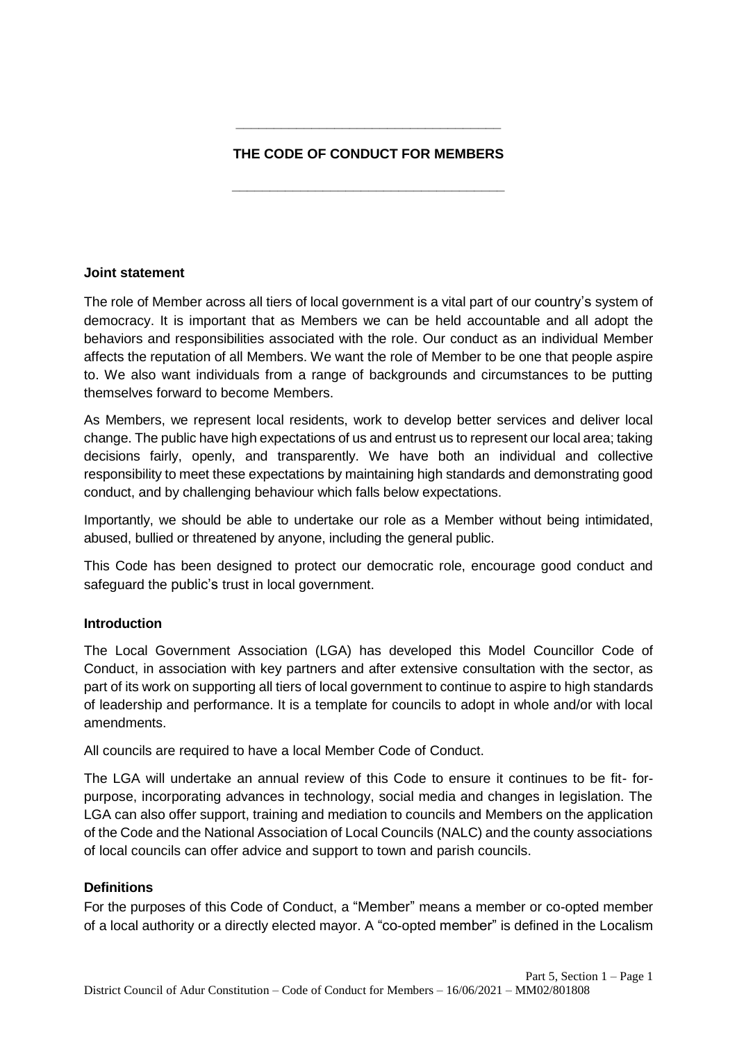# THE CODE OF CONDUCT FOR MEMBERS

### Joint statement

The role of Member across all tiers of local government is a vital part of our country's system of democracy. It is important that as Members we can be held accountable and all adopt the behaviors and responsibilities associated with the role. Our conduct as an individual Member affects the reputation of all Members. We want the role of Member to be one that people aspire to. We also want individuals from a range of backgrounds and circumstances to be putting themselves forward to become Members.

As Members, we represent local residents, work to develop better services and deliver local change. The public have high expectations of us and entrust us to represent our local area; taking decisions fairly, openly, and transparently. We have both an individual and collective responsibility to meet these expectations by maintaining high standards and demonstrating good conduct, and by challenging behaviour which falls below expectations.

Importantly, we should be able to undertake our role as a Member without being intimidated, abused, bullied or threatened by anyone, including the general public.

This Code has been designed to protect our democratic role, encourage good conduct and safeguard the public's trust in local government.

### Introduction

The Local Government Association (LGA) has developed this Model Councillor Code of Conduct, in association with key partners and after extensive consultation with the sector, as part of its work on supporting all tiers of local government to continue to aspire to high standards of leadership and performance. It is a template for councils to adopt in whole and/or with local amendments.

All councils are required to have a local Member Code of Conduct.

The LGA will undertake an annual review of this Code to ensure it continues to be fit- for-purpose, incorporating advances in technology, social media and changes in legislation. The LGA can also offer support, training and mediation to councils and Members on the application of the Code and the National Association of Local Councils (NALC) and the county associations of local councils can offer advice and support to town and parish councils.

### Definitions

For the purposes of this Code of Conduct, a "Member" means a member or co-opted member of a local authority or a directly elected mayor. A "co-opted member" is defined in the Localism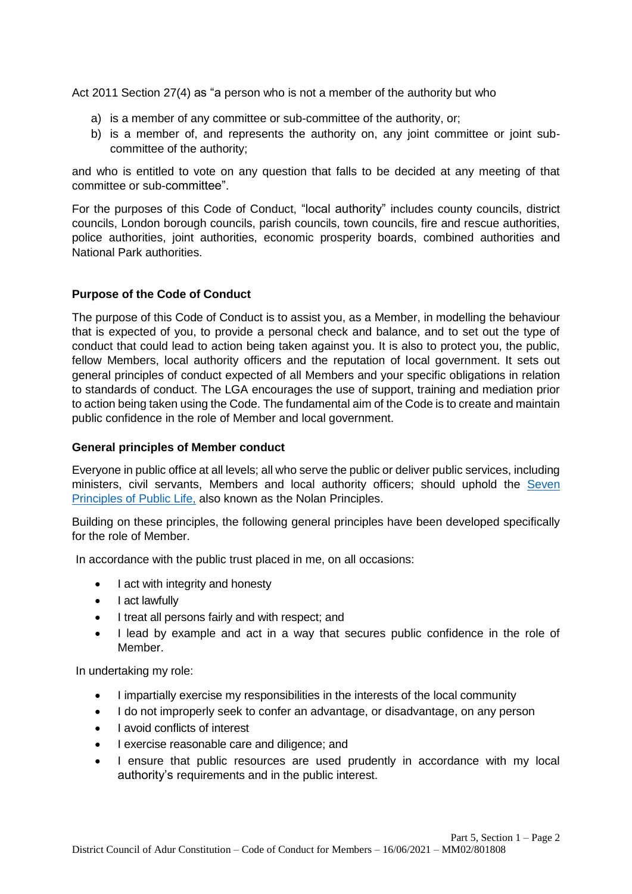Act 2011 Section 27(4) as "a person who is not a member of the authority but who

a) is a member of any committee or sub-committee of the authority, or;
b) is a member of, and represents the authority on, any joint committee or joint sub-committee of the authority;

and who is entitled to vote on any question that falls to be decided at any meeting of that committee or sub-committee".

For the purposes of this Code of Conduct, "local authority" includes county councils, district councils, London borough councils, parish councils, town councils, fire and rescue authorities, police authorities, joint authorities, economic prosperity boards, combined authorities and National Park authorities.

**Purpose of the Code of Conduct**

The purpose of this Code of Conduct is to assist you, as a Member, in modelling the behaviour that is expected of you, to provide a personal check and balance, and to set out the type of conduct that could lead to action being taken against you. It is also to protect you, the public, fellow Members, local authority officers and the reputation of local government. It sets out general principles of conduct expected of all Members and your specific obligations in relation to standards of conduct. The LGA encourages the use of support, training and mediation prior to action being taken using the Code. The fundamental aim of the Code is to create and maintain public confidence in the role of Member and local government.

**General principles of Member conduct**

Everyone in public office at all levels; all who serve the public or deliver public services, including ministers, civil servants, Members and local authority officers; should uphold the Seven Principles of Public Life, also known as the Nolan Principles.

Building on these principles, the following general principles have been developed specifically for the role of Member.

In accordance with the public trust placed in me, on all occasions:

- I act with integrity and honesty
- I act lawfully
- I treat all persons fairly and with respect; and
- I lead by example and act in a way that secures public confidence in the role of Member.

In undertaking my role:

- I impartially exercise my responsibilities in the interests of the local community
- I do not improperly seek to confer an advantage, or disadvantage, on any person
- I avoid conflicts of interest
- I exercise reasonable care and diligence; and
- I ensure that public resources are used prudently in accordance with my local authority's requirements and in the public interest.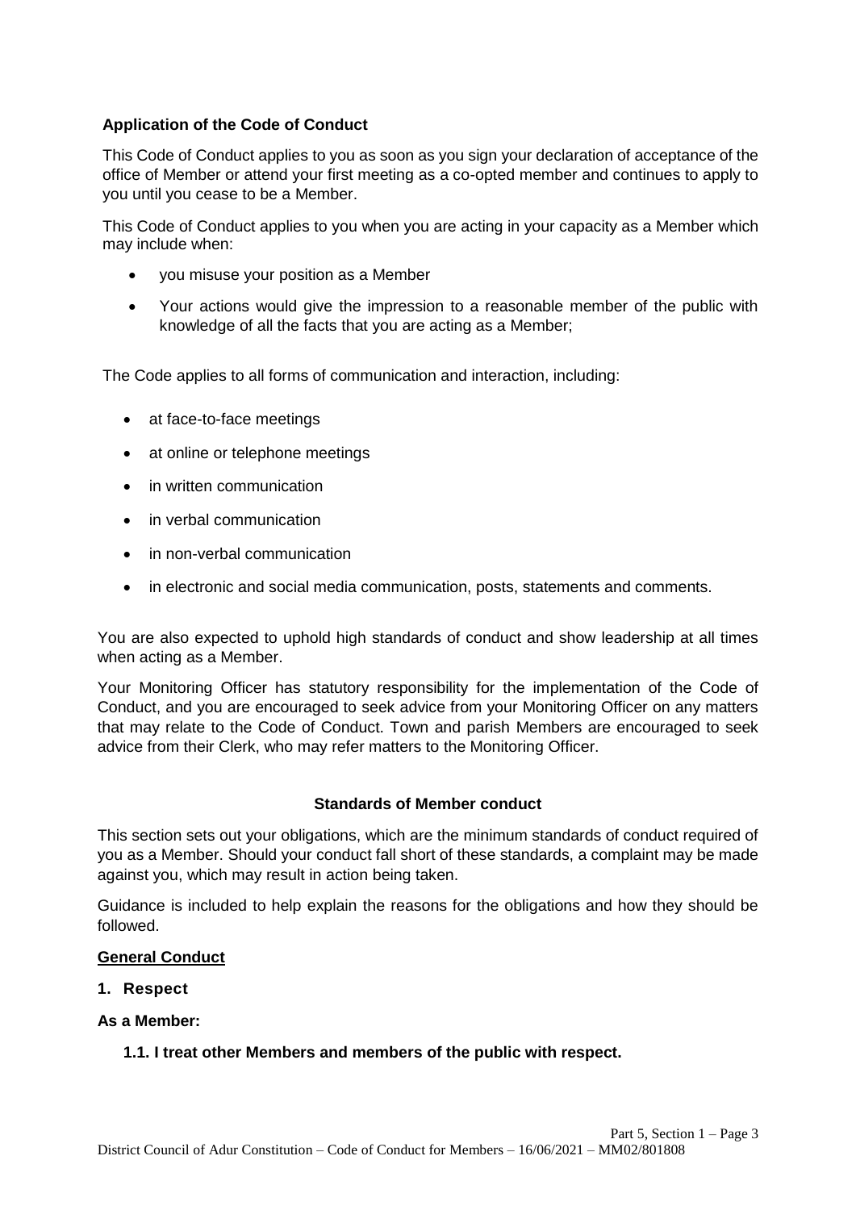### Application of the Code of Conduct

This Code of Conduct applies to you as soon as you sign your declaration of acceptance of the office of Member or attend your first meeting as a co-opted member and continues to apply to you until you cease to be a Member.

This Code of Conduct applies to you when you are acting in your capacity as a Member which may include when:

- you misuse your position as a Member
- Your actions would give the impression to a reasonable member of the public with knowledge of all the facts that you are acting as a Member;

The Code applies to all forms of communication and interaction, including:

- at face-to-face meetings
- at online or telephone meetings
- in written communication
- in verbal communication
- in non-verbal communication
- in electronic and social media communication, posts, statements and comments.

You are also expected to uphold high standards of conduct and show leadership at all times when acting as a Member.

Your Monitoring Officer has statutory responsibility for the implementation of the Code of Conduct, and you are encouraged to seek advice from your Monitoring Officer on any matters that may relate to the Code of Conduct. Town and parish Members are encouraged to seek advice from their Clerk, who may refer matters to the Monitoring Officer.

### Standards of Member conduct

This section sets out your obligations, which are the minimum standards of conduct required of you as a Member. Should your conduct fall short of these standards, a complaint may be made against you, which may result in action being taken.

Guidance is included to help explain the reasons for the obligations and how they should be followed.

**General Conduct**

**1. Respect**

**As a Member:**

**1.1. I treat other Members and members of the public with respect.**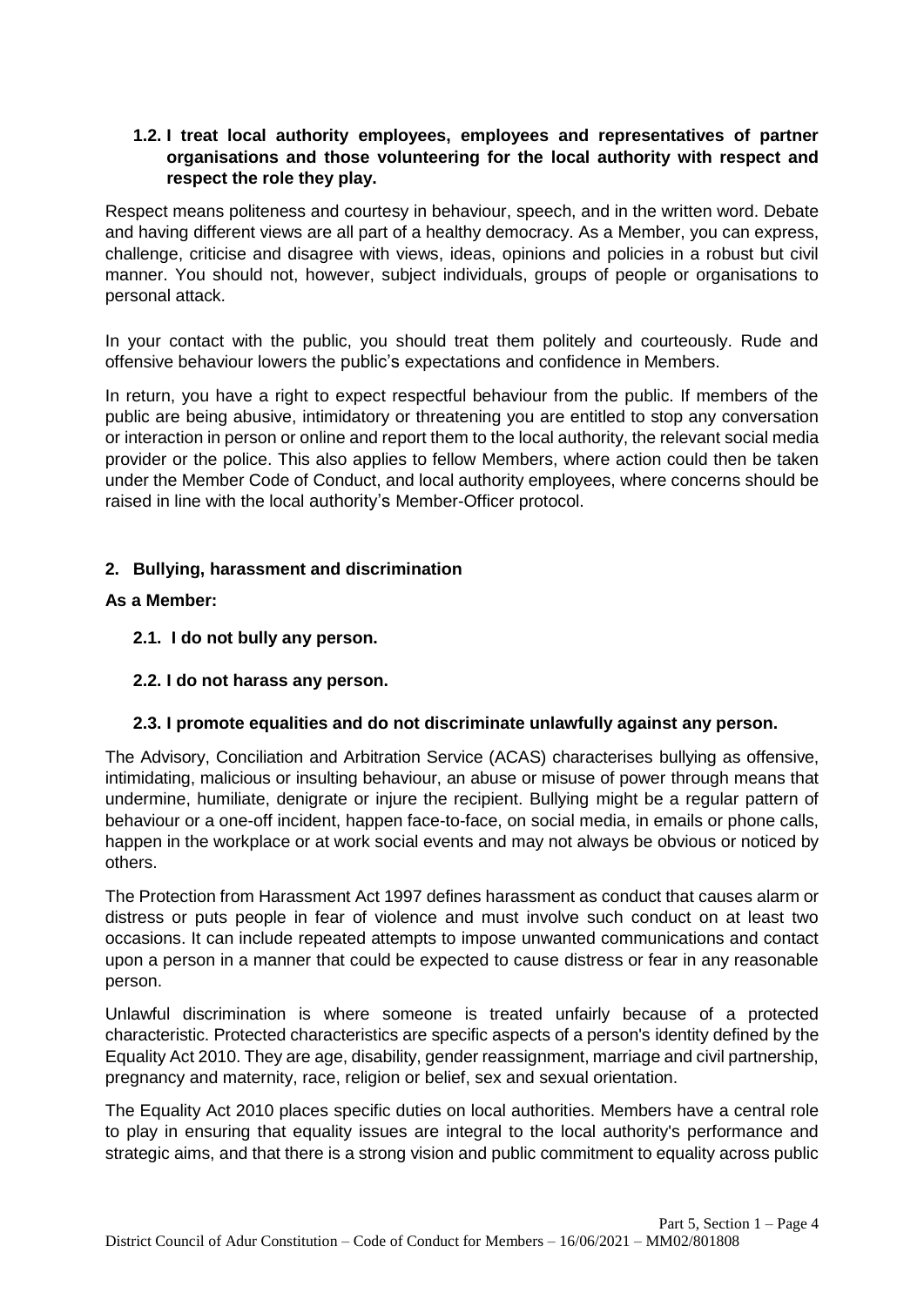**1.2. I treat local authority employees, employees and representatives of partner organisations and those volunteering for the local authority with respect and respect the role they play.**

Respect means politeness and courtesy in behaviour, speech, and in the written word. Debate and having different views are all part of a healthy democracy. As a Member, you can express, challenge, criticise and disagree with views, ideas, opinions and policies in a robust but civil manner. You should not, however, subject individuals, groups of people or organisations to personal attack.

In your contact with the public, you should treat them politely and courteously. Rude and offensive behaviour lowers the public's expectations and confidence in Members.

In return, you have a right to expect respectful behaviour from the public. If members of the public are being abusive, intimidatory or threatening you are entitled to stop any conversation or interaction in person or online and report them to the local authority, the relevant social media provider or the police. This also applies to fellow Members, where action could then be taken under the Member Code of Conduct, and local authority employees, where concerns should be raised in line with the local authority's Member-Officer protocol.

## 2. Bullying, harassment and discrimination

**As a Member:**

**2.1. I do not bully any person.**

**2.2. I do not harass any person.**

**2.3. I promote equalities and do not discriminate unlawfully against any person.**

The Advisory, Conciliation and Arbitration Service (ACAS) characterises bullying as offensive, intimidating, malicious or insulting behaviour, an abuse or misuse of power through means that undermine, humiliate, denigrate or injure the recipient. Bullying might be a regular pattern of behaviour or a one-off incident, happen face-to-face, on social media, in emails or phone calls, happen in the workplace or at work social events and may not always be obvious or noticed by others.

The Protection from Harassment Act 1997 defines harassment as conduct that causes alarm or distress or puts people in fear of violence and must involve such conduct on at least two occasions. It can include repeated attempts to impose unwanted communications and contact upon a person in a manner that could be expected to cause distress or fear in any reasonable person.

Unlawful discrimination is where someone is treated unfairly because of a protected characteristic. Protected characteristics are specific aspects of a person's identity defined by the Equality Act 2010. They are age, disability, gender reassignment, marriage and civil partnership, pregnancy and maternity, race, religion or belief, sex and sexual orientation.

The Equality Act 2010 places specific duties on local authorities. Members have a central role to play in ensuring that equality issues are integral to the local authority's performance and strategic aims, and that there is a strong vision and public commitment to equality across public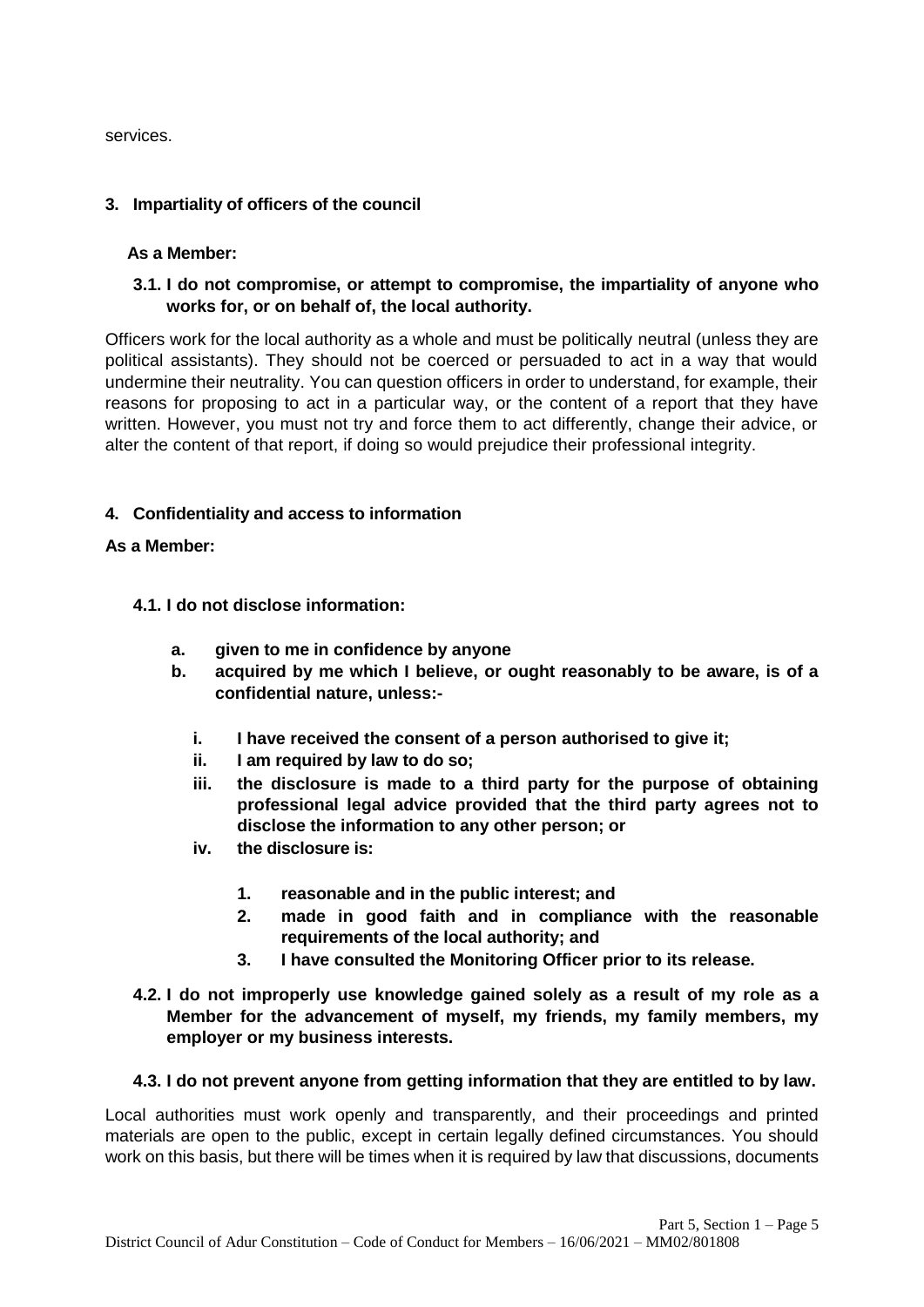services.

## 3. Impartiality of officers of the council

**As a Member:**

**3.1. I do not compromise, or attempt to compromise, the impartiality of anyone who works for, or on behalf of, the local authority.**

Officers work for the local authority as a whole and must be politically neutral (unless they are political assistants). They should not be coerced or persuaded to act in a way that would undermine their neutrality. You can question officers in order to understand, for example, their reasons for proposing to act in a particular way, or the content of a report that they have written. However, you must not try and force them to act differently, change their advice, or alter the content of that report, if doing so would prejudice their professional integrity.

## 4. Confidentiality and access to information

**As a Member:**

**4.1. I do not disclose information:**

- **a. given to me in confidence by anyone**
- **b. acquired by me which I believe, or ought reasonably to be aware, is of a confidential nature, unless:-**
  - **i. I have received the consent of a person authorised to give it;**
  - **ii. I am required by law to do so;**
  - **iii. the disclosure is made to a third party for the purpose of obtaining professional legal advice provided that the third party agrees not to disclose the information to any other person; or**
  - **iv. the disclosure is:**
    - **1. reasonable and in the public interest; and**
    - **2. made in good faith and in compliance with the reasonable requirements of the local authority; and**
    - **3. I have consulted the Monitoring Officer prior to its release.**

**4.2. I do not improperly use knowledge gained solely as a result of my role as a Member for the advancement of myself, my friends, my family members, my employer or my business interests.**

**4.3. I do not prevent anyone from getting information that they are entitled to by law.**

Local authorities must work openly and transparently, and their proceedings and printed materials are open to the public, except in certain legally defined circumstances. You should work on this basis, but there will be times when it is required by law that discussions, documents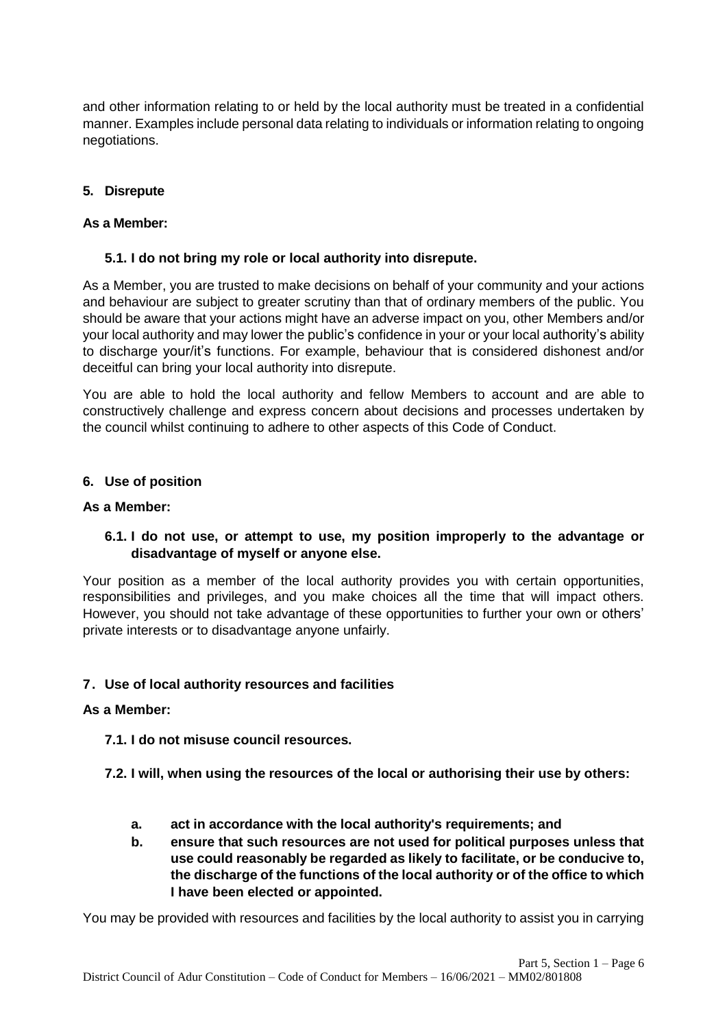and other information relating to or held by the local authority must be treated in a confidential manner. Examples include personal data relating to individuals or information relating to ongoing negotiations.

### 5. Disrepute

**As a Member:**

**5.1. I do not bring my role or local authority into disrepute.**

As a Member, you are trusted to make decisions on behalf of your community and your actions and behaviour are subject to greater scrutiny than that of ordinary members of the public. You should be aware that your actions might have an adverse impact on you, other Members and/or your local authority and may lower the public's confidence in your or your local authority's ability to discharge your/it's functions. For example, behaviour that is considered dishonest and/or deceitful can bring your local authority into disrepute.

You are able to hold the local authority and fellow Members to account and are able to constructively challenge and express concern about decisions and processes undertaken by the council whilst continuing to adhere to other aspects of this Code of Conduct.

### 6. Use of position

**As a Member:**

**6.1. I do not use, or attempt to use, my position improperly to the advantage or disadvantage of myself or anyone else.**

Your position as a member of the local authority provides you with certain opportunities, responsibilities and privileges, and you make choices all the time that will impact others. However, you should not take advantage of these opportunities to further your own or others' private interests or to disadvantage anyone unfairly.

### 7. Use of local authority resources and facilities

**As a Member:**

**7.1. I do not misuse council resources.**

**7.2. I will, when using the resources of the local or authorising their use by others:**

- **a. act in accordance with the local authority's requirements; and**
- **b. ensure that such resources are not used for political purposes unless that use could reasonably be regarded as likely to facilitate, or be conducive to, the discharge of the functions of the local authority or of the office to which I have been elected or appointed.**

You may be provided with resources and facilities by the local authority to assist you in carrying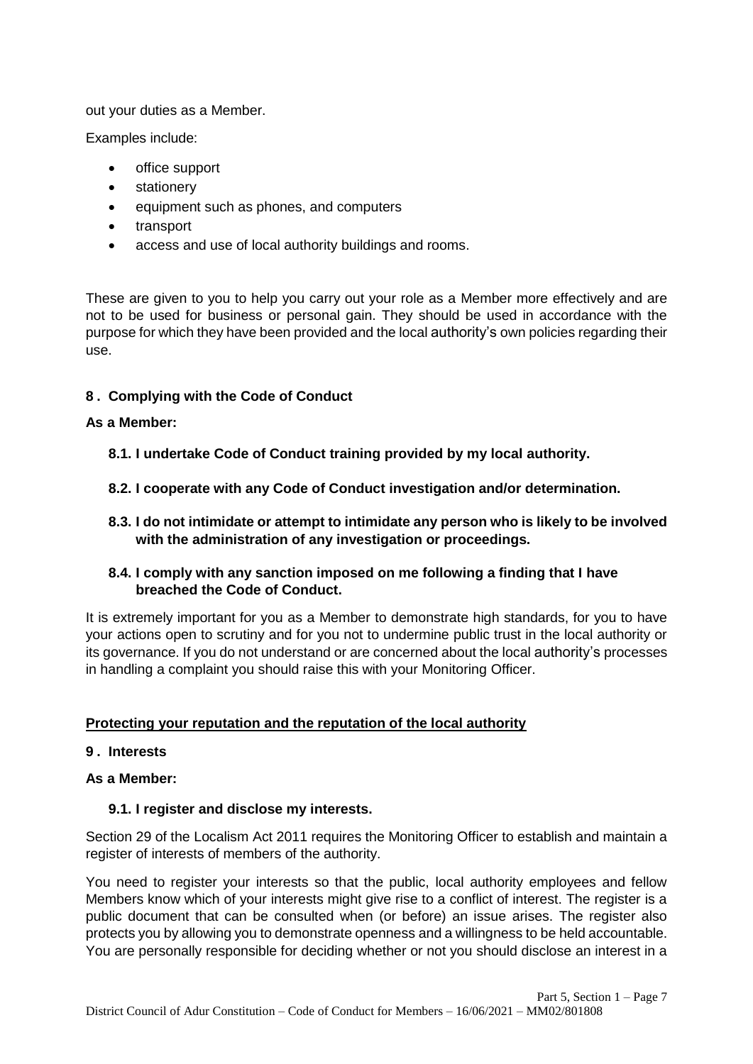out your duties as a Member.

Examples include:

- office support
- stationery
- equipment such as phones, and computers
- transport
- access and use of local authority buildings and rooms.

These are given to you to help you carry out your role as a Member more effectively and are not to be used for business or personal gain. They should be used in accordance with the purpose for which they have been provided and the local authority's own policies regarding their use.

### 8. Complying with the Code of Conduct

**As a Member:**

**8.1. I undertake Code of Conduct training provided by my local authority.**

**8.2. I cooperate with any Code of Conduct investigation and/or determination.**

**8.3. I do not intimidate or attempt to intimidate any person who is likely to be involved with the administration of any investigation or proceedings.**

**8.4. I comply with any sanction imposed on me following a finding that I have breached the Code of Conduct.**

It is extremely important for you as a Member to demonstrate high standards, for you to have your actions open to scrutiny and for you not to undermine public trust in the local authority or its governance. If you do not understand or are concerned about the local authority's processes in handling a complaint you should raise this with your Monitoring Officer.

## Protecting your reputation and the reputation of the local authority

### 9. Interests

**As a Member:**

**9.1. I register and disclose my interests.**

Section 29 of the Localism Act 2011 requires the Monitoring Officer to establish and maintain a register of interests of members of the authority.

You need to register your interests so that the public, local authority employees and fellow Members know which of your interests might give rise to a conflict of interest. The register is a public document that can be consulted when (or before) an issue arises. The register also protects you by allowing you to demonstrate openness and a willingness to be held accountable. You are personally responsible for deciding whether or not you should disclose an interest in a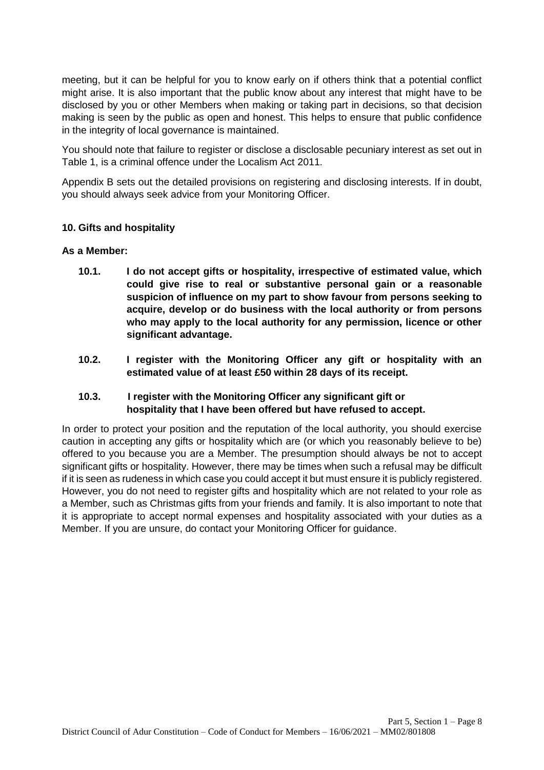meeting, but it can be helpful for you to know early on if others think that a potential conflict might arise. It is also important that the public know about any interest that might have to be disclosed by you or other Members when making or taking part in decisions, so that decision making is seen by the public as open and honest. This helps to ensure that public confidence in the integrity of local governance is maintained.

You should note that failure to register or disclose a disclosable pecuniary interest as set out in Table 1, is a criminal offence under the Localism Act 2011.

Appendix B sets out the detailed provisions on registering and disclosing interests. If in doubt, you should always seek advice from your Monitoring Officer.

### 10. Gifts and hospitality

**As a Member:**

**10.1. I do not accept gifts or hospitality, irrespective of estimated value, which could give rise to real or substantive personal gain or a reasonable suspicion of influence on my part to show favour from persons seeking to acquire, develop or do business with the local authority or from persons who may apply to the local authority for any permission, licence or other significant advantage.**

**10.2. I register with the Monitoring Officer any gift or hospitality with an estimated value of at least £50 within 28 days of its receipt.**

**10.3. I register with the Monitoring Officer any significant gift or hospitality that I have been offered but have refused to accept.**

In order to protect your position and the reputation of the local authority, you should exercise caution in accepting any gifts or hospitality which are (or which you reasonably believe to be) offered to you because you are a Member. The presumption should always be not to accept significant gifts or hospitality. However, there may be times when such a refusal may be difficult if it is seen as rudeness in which case you could accept it but must ensure it is publicly registered. However, you do not need to register gifts and hospitality which are not related to your role as a Member, such as Christmas gifts from your friends and family. It is also important to note that it is appropriate to accept normal expenses and hospitality associated with your duties as a Member. If you are unsure, do contact your Monitoring Officer for guidance.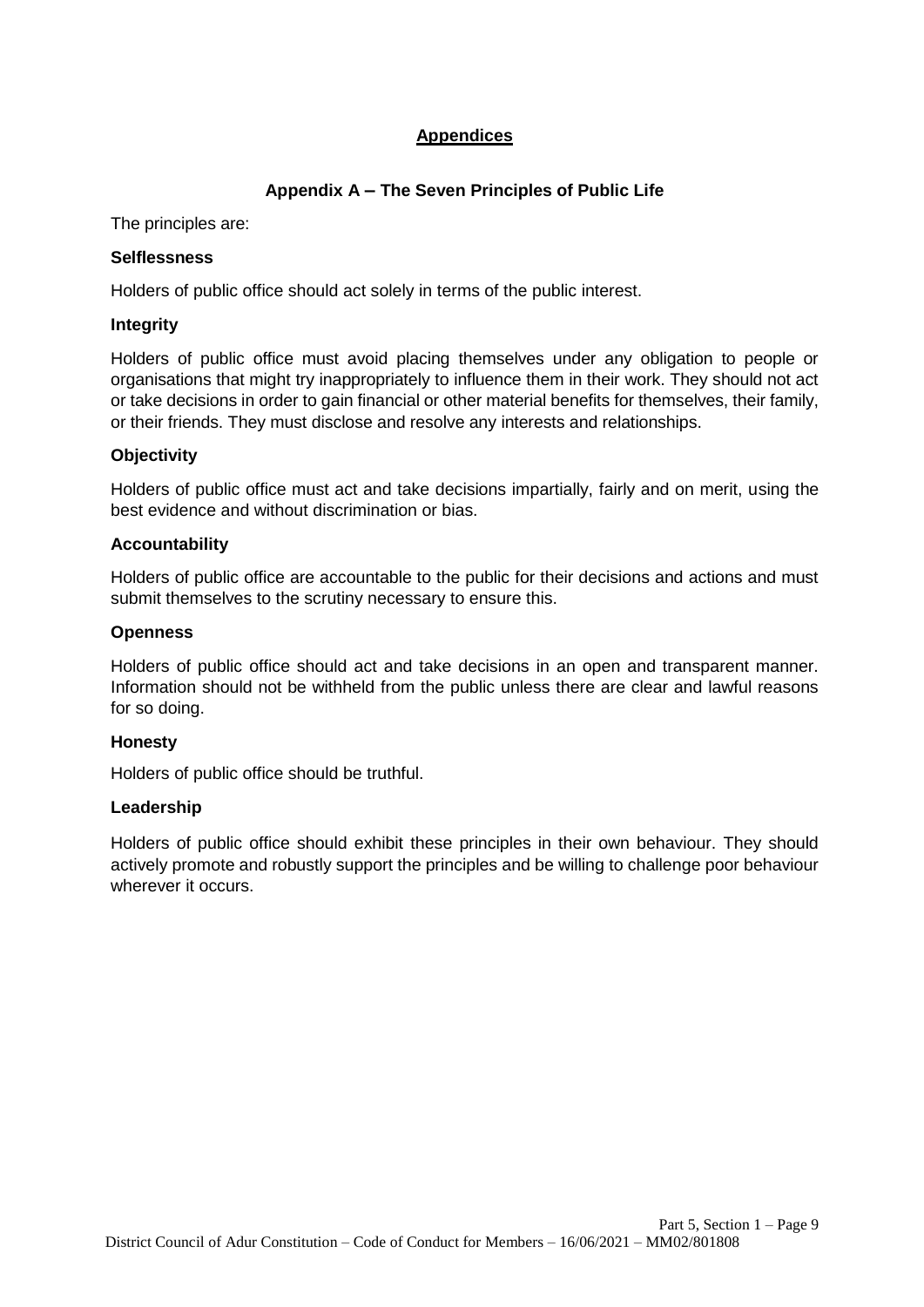## Appendices

### Appendix A – The Seven Principles of Public Life

The principles are:

**Selflessness**

Holders of public office should act solely in terms of the public interest.

**Integrity**

Holders of public office must avoid placing themselves under any obligation to people or organisations that might try inappropriately to influence them in their work. They should not act or take decisions in order to gain financial or other material benefits for themselves, their family, or their friends. They must disclose and resolve any interests and relationships.

**Objectivity**

Holders of public office must act and take decisions impartially, fairly and on merit, using the best evidence and without discrimination or bias.

**Accountability**

Holders of public office are accountable to the public for their decisions and actions and must submit themselves to the scrutiny necessary to ensure this.

**Openness**

Holders of public office should act and take decisions in an open and transparent manner. Information should not be withheld from the public unless there are clear and lawful reasons for so doing.

**Honesty**

Holders of public office should be truthful.

**Leadership**

Holders of public office should exhibit these principles in their own behaviour. They should actively promote and robustly support the principles and be willing to challenge poor behaviour wherever it occurs.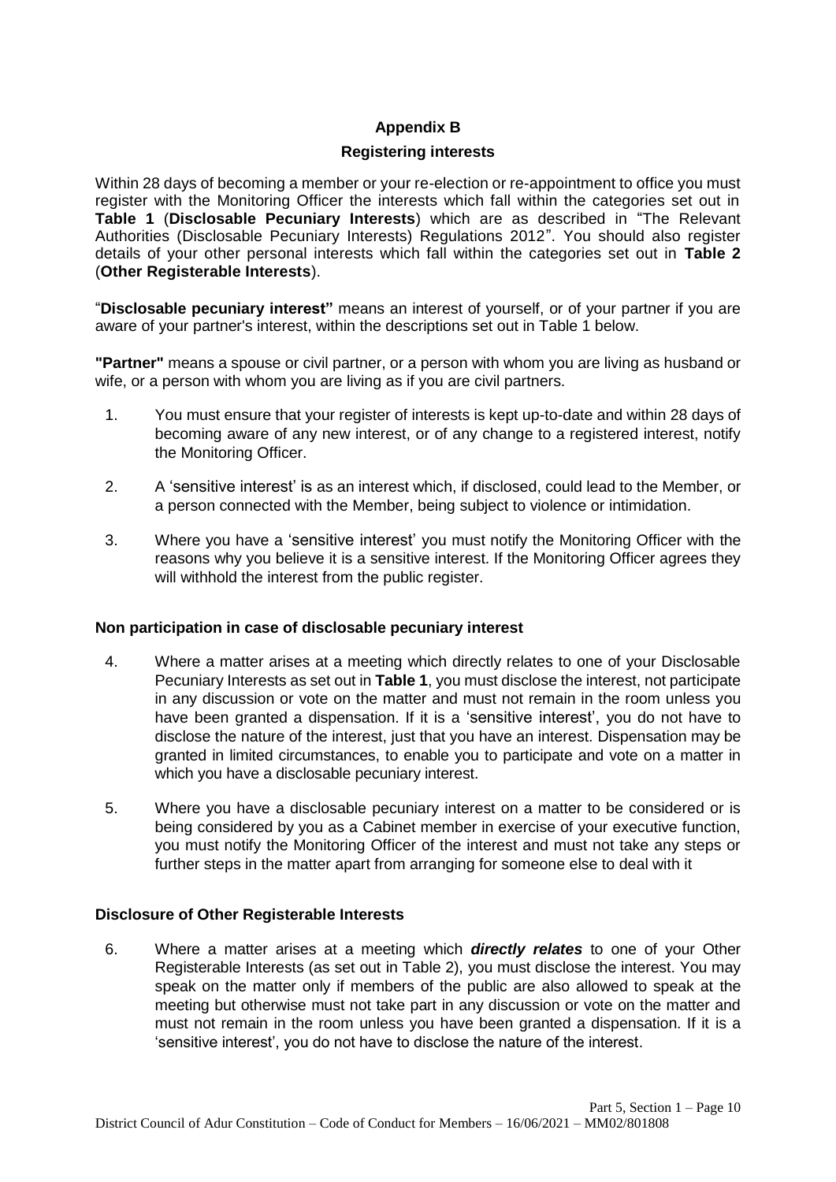## Appendix B

### Registering interests

Within 28 days of becoming a member or your re-election or re-appointment to office you must register with the Monitoring Officer the interests which fall within the categories set out in **Table 1** (**Disclosable Pecuniary Interests**) which are as described in "The Relevant Authorities (Disclosable Pecuniary Interests) Regulations 2012". You should also register details of your other personal interests which fall within the categories set out in **Table 2** (**Other Registerable Interests**).

"**Disclosable pecuniary interest"** means an interest of yourself, or of your partner if you are aware of your partner's interest, within the descriptions set out in Table 1 below.

**"Partner"** means a spouse or civil partner, or a person with whom you are living as husband or wife, or a person with whom you are living as if you are civil partners.

1. You must ensure that your register of interests is kept up-to-date and within 28 days of becoming aware of any new interest, or of any change to a registered interest, notify the Monitoring Officer.
2. A 'sensitive interest' is as an interest which, if disclosed, could lead to the Member, or a person connected with the Member, being subject to violence or intimidation.
3. Where you have a 'sensitive interest' you must notify the Monitoring Officer with the reasons why you believe it is a sensitive interest. If the Monitoring Officer agrees they will withhold the interest from the public register.

### Non participation in case of disclosable pecuniary interest

4. Where a matter arises at a meeting which directly relates to one of your Disclosable Pecuniary Interests as set out in **Table 1**, you must disclose the interest, not participate in any discussion or vote on the matter and must not remain in the room unless you have been granted a dispensation. If it is a 'sensitive interest', you do not have to disclose the nature of the interest, just that you have an interest. Dispensation may be granted in limited circumstances, to enable you to participate and vote on a matter in which you have a disclosable pecuniary interest.
5. Where you have a disclosable pecuniary interest on a matter to be considered or is being considered by you as a Cabinet member in exercise of your executive function, you must notify the Monitoring Officer of the interest and must not take any steps or further steps in the matter apart from arranging for someone else to deal with it

### Disclosure of Other Registerable Interests

6. Where a matter arises at a meeting which ***directly relates*** to one of your Other Registerable Interests (as set out in Table 2), you must disclose the interest. You may speak on the matter only if members of the public are also allowed to speak at the meeting but otherwise must not take part in any discussion or vote on the matter and must not remain in the room unless you have been granted a dispensation. If it is a 'sensitive interest', you do not have to disclose the nature of the interest.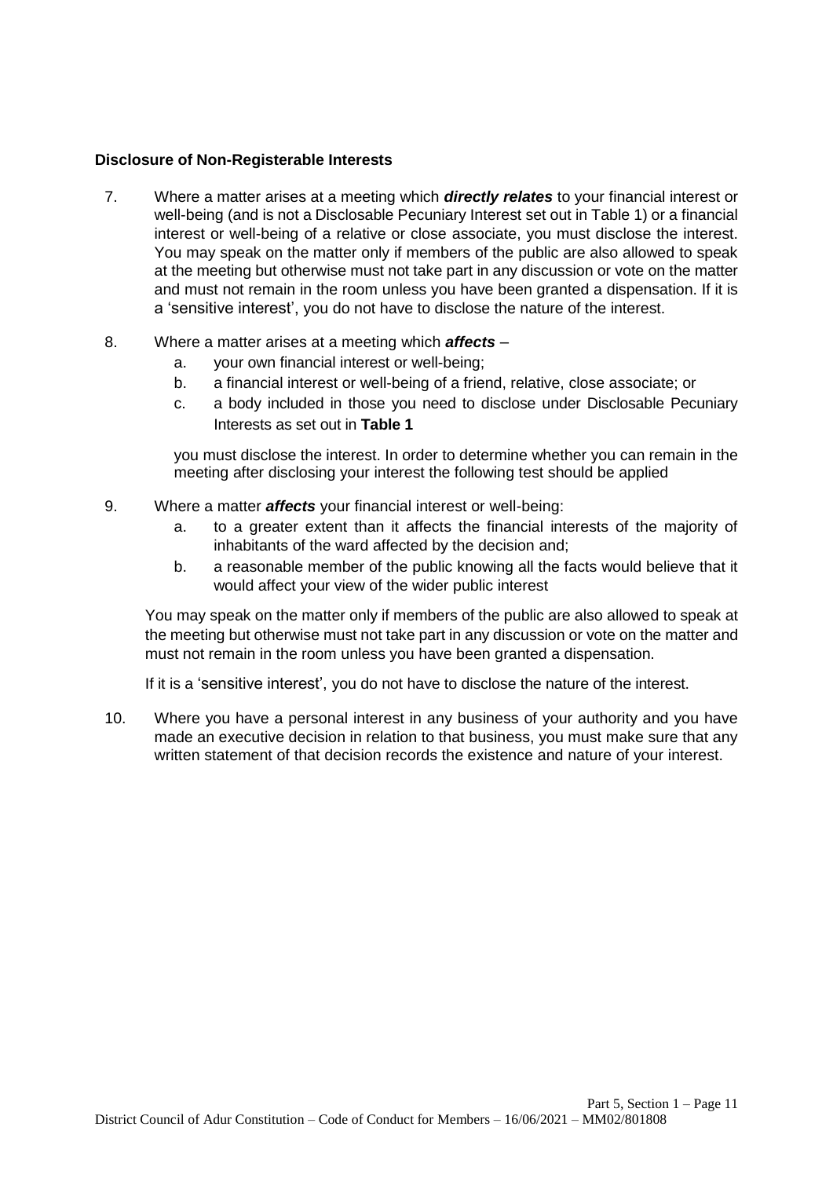**Disclosure of Non-Registerable Interests**

7. Where a matter arises at a meeting which ***directly relates*** to your financial interest or well-being (and is not a Disclosable Pecuniary Interest set out in Table 1) or a financial interest or well-being of a relative or close associate, you must disclose the interest. You may speak on the matter only if members of the public are also allowed to speak at the meeting but otherwise must not take part in any discussion or vote on the matter and must not remain in the room unless you have been granted a dispensation. If it is a 'sensitive interest', you do not have to disclose the nature of the interest.

8. Where a matter arises at a meeting which ***affects*** –
   a. your own financial interest or well-being;
   b. a financial interest or well-being of a friend, relative, close associate; or
   c. a body included in those you need to disclose under Disclosable Pecuniary Interests as set out in **Table 1**

   you must disclose the interest. In order to determine whether you can remain in the meeting after disclosing your interest the following test should be applied

9. Where a matter ***affects*** your financial interest or well-being:
   a. to a greater extent than it affects the financial interests of the majority of inhabitants of the ward affected by the decision and;
   b. a reasonable member of the public knowing all the facts would believe that it would affect your view of the wider public interest

   You may speak on the matter only if members of the public are also allowed to speak at the meeting but otherwise must not take part in any discussion or vote on the matter and must not remain in the room unless you have been granted a dispensation.

   If it is a 'sensitive interest', you do not have to disclose the nature of the interest.

10. Where you have a personal interest in any business of your authority and you have made an executive decision in relation to that business, you must make sure that any written statement of that decision records the existence and nature of your interest.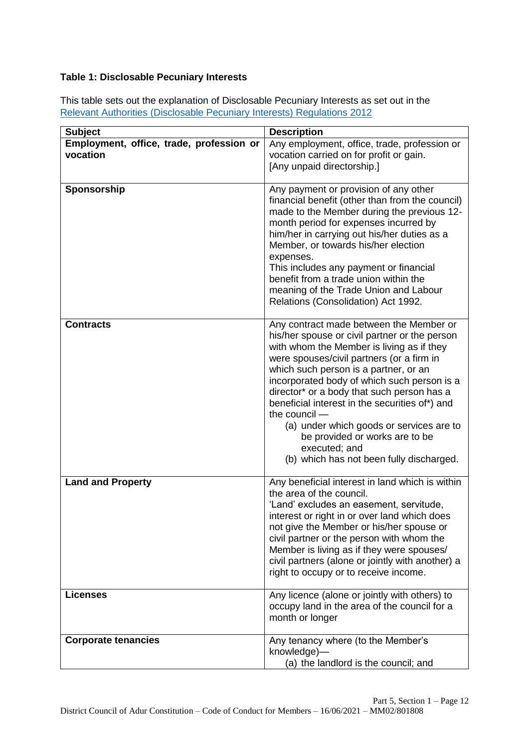**Table 1: Disclosable Pecuniary Interests**

This table sets out the explanation of Disclosable Pecuniary Interests as set out in the [Relevant Authorities (Disclosable Pecuniary Interests) Regulations 2012](#)

| Subject | Description |
|---|---|
| **Employment, office, trade, profession or vocation** | Any employment, office, trade, profession or vocation carried on for profit or gain.<br>[Any unpaid directorship.] |
| **Sponsorship** | Any payment or provision of any other financial benefit (other than from the council) made to the Member during the previous 12-month period for expenses incurred by him/her in carrying out his/her duties as a Member, or towards his/her election expenses.<br>This includes any payment or financial benefit from a trade union within the meaning of the Trade Union and Labour Relations (Consolidation) Act 1992. |
| **Contracts** | Any contract made between the Member or his/her spouse or civil partner or the person with whom the Member is living as if they were spouses/civil partners (or a firm in which such person is a partner, or an incorporated body of which such person is a director* or a body that such person has a beneficial interest in the securities of*) and the council —<br>(a) under which goods or services are to be provided or works are to be executed; and<br>(b) which has not been fully discharged. |
| **Land and Property** | Any beneficial interest in land which is within the area of the council.<br>'Land' excludes an easement, servitude, interest or right in or over land which does not give the Member or his/her spouse or civil partner or the person with whom the Member is living as if they were spouses/ civil partners (alone or jointly with another) a right to occupy or to receive income. |
| **Licenses** | Any licence (alone or jointly with others) to occupy land in the area of the council for a month or longer |
| **Corporate tenancies** | Any tenancy where (to the Member's knowledge)—<br>(a) the landlord is the council; and |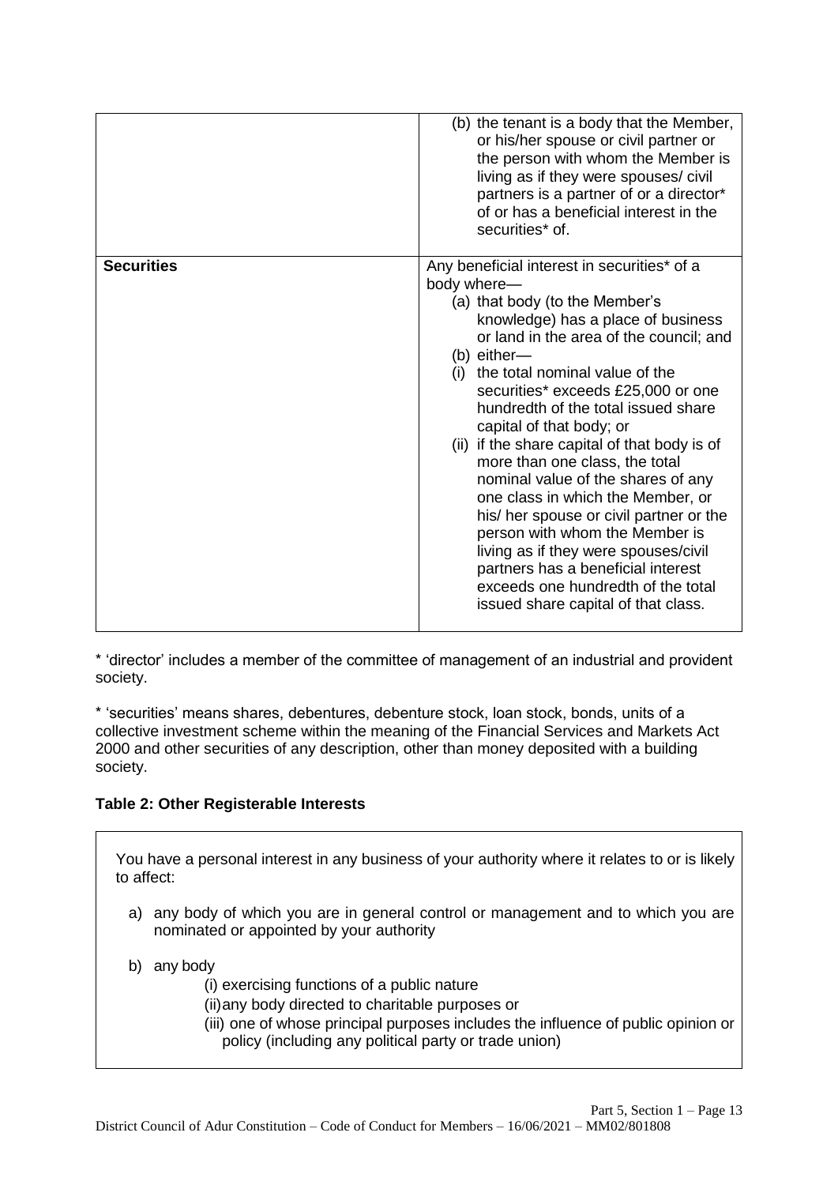| | |
|---|---|
| | (b) the tenant is a body that the Member, or his/her spouse or civil partner or the person with whom the Member is living as if they were spouses/ civil partners is a partner of or a director* of or has a beneficial interest in the securities* of. |
| **Securities** | Any beneficial interest in securities* of a body where—<br>(a) that body (to the Member's knowledge) has a place of business or land in the area of the council; and<br>(b) either—<br>(i) the total nominal value of the securities* exceeds £25,000 or one hundredth of the total issued share capital of that body; or<br>(ii) if the share capital of that body is of more than one class, the total nominal value of the shares of any one class in which the Member, or his/ her spouse or civil partner or the person with whom the Member is living as if they were spouses/civil partners has a beneficial interest exceeds one hundredth of the total issued share capital of that class. |

* 'director' includes a member of the committee of management of an industrial and provident society.

* 'securities' means shares, debentures, debenture stock, loan stock, bonds, units of a collective investment scheme within the meaning of the Financial Services and Markets Act 2000 and other securities of any description, other than money deposited with a building society.

**Table 2: Other Registerable Interests**

You have a personal interest in any business of your authority where it relates to or is likely to affect:

a) any body of which you are in general control or management and to which you are nominated or appointed by your authority

b) any body
   (i) exercising functions of a public nature
   (ii) any body directed to charitable purposes or
   (iii) one of whose principal purposes includes the influence of public opinion or policy (including any political party or trade union)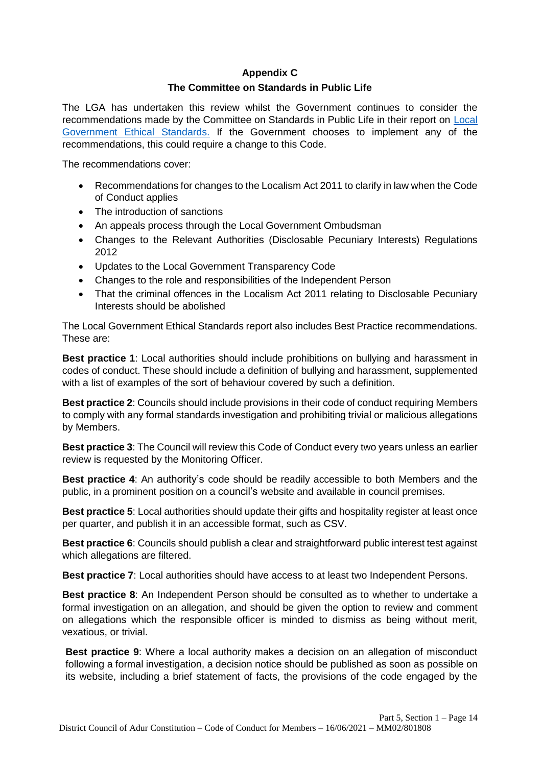## Appendix C

## The Committee on Standards in Public Life

The LGA has undertaken this review whilst the Government continues to consider the recommendations made by the Committee on Standards in Public Life in their report on [Local Government Ethical Standards.](#) If the Government chooses to implement any of the recommendations, this could require a change to this Code.

The recommendations cover:

- Recommendations for changes to the Localism Act 2011 to clarify in law when the Code of Conduct applies
- The introduction of sanctions
- An appeals process through the Local Government Ombudsman
- Changes to the Relevant Authorities (Disclosable Pecuniary Interests) Regulations 2012
- Updates to the Local Government Transparency Code
- Changes to the role and responsibilities of the Independent Person
- That the criminal offences in the Localism Act 2011 relating to Disclosable Pecuniary Interests should be abolished

The Local Government Ethical Standards report also includes Best Practice recommendations. These are:

**Best practice 1**: Local authorities should include prohibitions on bullying and harassment in codes of conduct. These should include a definition of bullying and harassment, supplemented with a list of examples of the sort of behaviour covered by such a definition.

**Best practice 2**: Councils should include provisions in their code of conduct requiring Members to comply with any formal standards investigation and prohibiting trivial or malicious allegations by Members.

**Best practice 3**: The Council will review this Code of Conduct every two years unless an earlier review is requested by the Monitoring Officer.

**Best practice 4**: An authority's code should be readily accessible to both Members and the public, in a prominent position on a council's website and available in council premises.

**Best practice 5**: Local authorities should update their gifts and hospitality register at least once per quarter, and publish it in an accessible format, such as CSV.

**Best practice 6**: Councils should publish a clear and straightforward public interest test against which allegations are filtered.

**Best practice 7**: Local authorities should have access to at least two Independent Persons.

**Best practice 8**: An Independent Person should be consulted as to whether to undertake a formal investigation on an allegation, and should be given the option to review and comment on allegations which the responsible officer is minded to dismiss as being without merit, vexatious, or trivial.

**Best practice 9**: Where a local authority makes a decision on an allegation of misconduct following a formal investigation, a decision notice should be published as soon as possible on its website, including a brief statement of facts, the provisions of the code engaged by the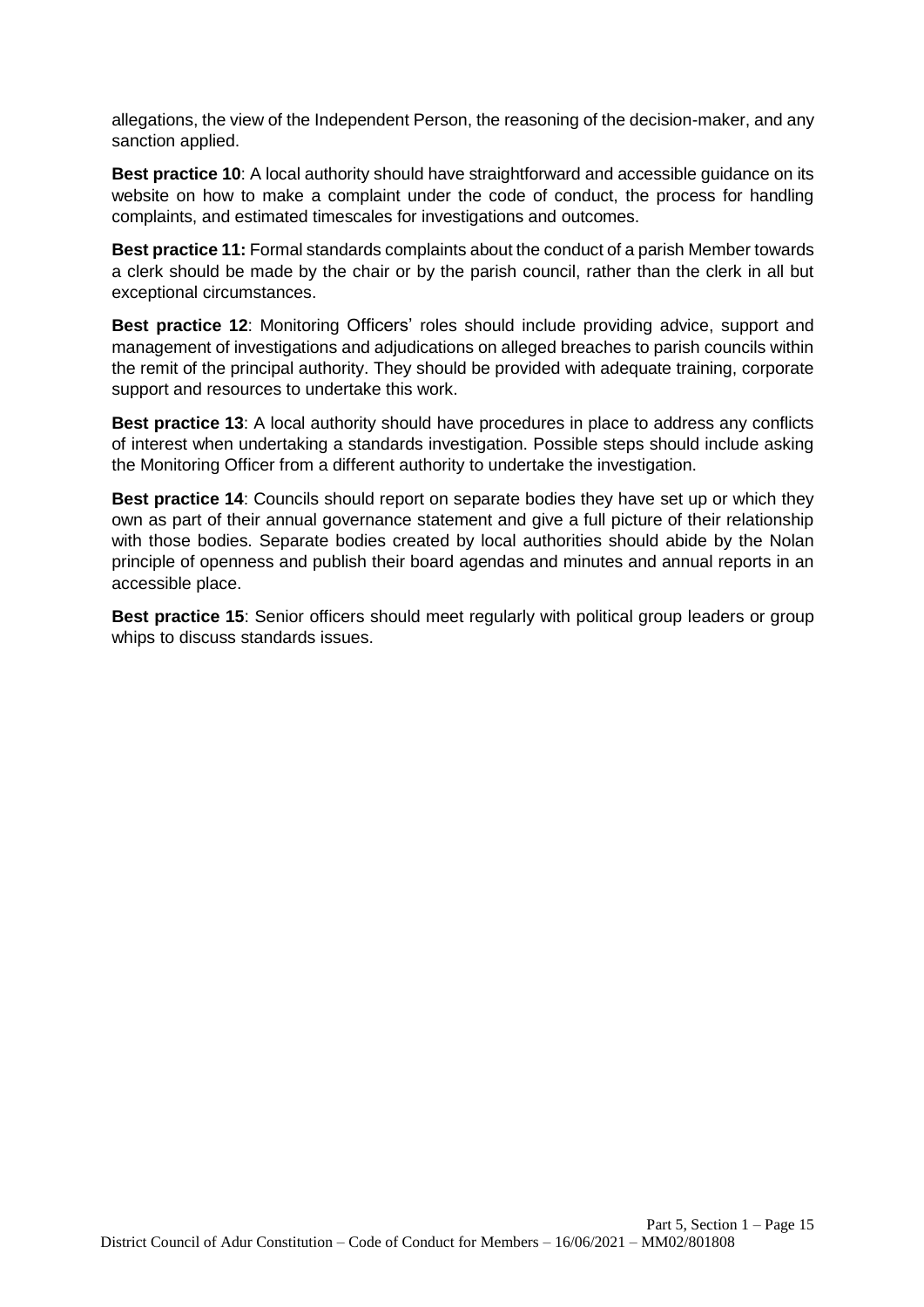allegations, the view of the Independent Person, the reasoning of the decision-maker, and any sanction applied.

**Best practice 10**: A local authority should have straightforward and accessible guidance on its website on how to make a complaint under the code of conduct, the process for handling complaints, and estimated timescales for investigations and outcomes.

**Best practice 11:** Formal standards complaints about the conduct of a parish Member towards a clerk should be made by the chair or by the parish council, rather than the clerk in all but exceptional circumstances.

**Best practice 12**: Monitoring Officers' roles should include providing advice, support and management of investigations and adjudications on alleged breaches to parish councils within the remit of the principal authority. They should be provided with adequate training, corporate support and resources to undertake this work.

**Best practice 13**: A local authority should have procedures in place to address any conflicts of interest when undertaking a standards investigation. Possible steps should include asking the Monitoring Officer from a different authority to undertake the investigation.

**Best practice 14**: Councils should report on separate bodies they have set up or which they own as part of their annual governance statement and give a full picture of their relationship with those bodies. Separate bodies created by local authorities should abide by the Nolan principle of openness and publish their board agendas and minutes and annual reports in an accessible place.

**Best practice 15**: Senior officers should meet regularly with political group leaders or group whips to discuss standards issues.